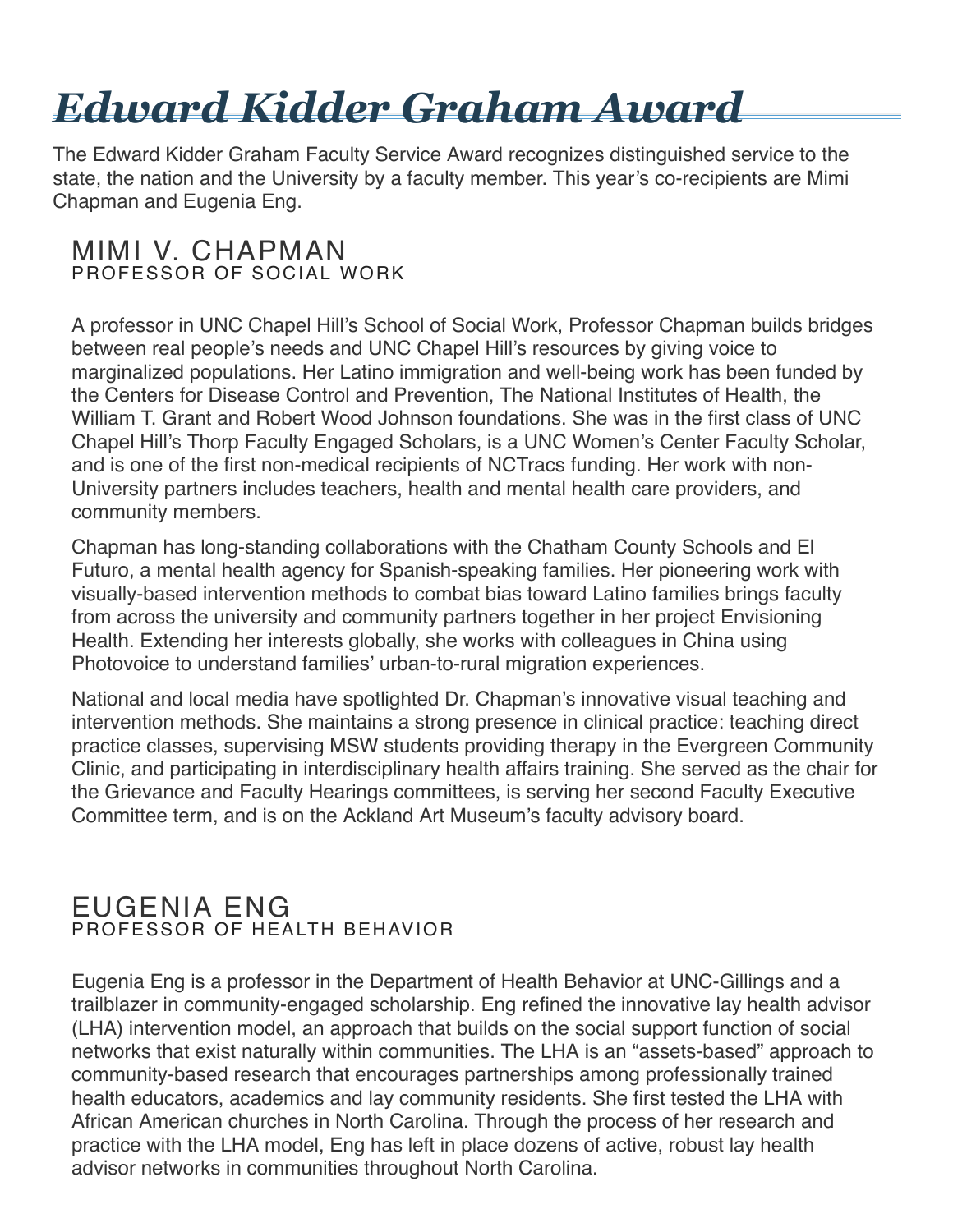# *Edward Kidder Graham Award*

The Edward Kidder Graham Faculty Service Award recognizes distinguished service to the state, the nation and the University by a faculty member. This year's co-recipients are Mimi Chapman and Eugenia Eng.

## MIMI V. CHAPMAN

### PROFESSOR OF SOCIAL WORK

A professor in UNC Chapel Hill's School of Social Work, Professor Chapman builds bridges between real people's needs and UNC Chapel Hill's resources by giving voice to marginalized populations. Her Latino immigration and well-being work has been funded by the Centers for Disease Control and Prevention, The National Institutes of Health, the William T. Grant and Robert Wood Johnson foundations. She was in the first class of UNC Chapel Hill's Thorp Faculty Engaged Scholars, is a UNC Women's Center Faculty Scholar, and is one of the first non-medical recipients of NCTracs funding. Her work with non-University partners includes teachers, health and mental health care providers, and community members.

Chapman has long-standing collaborations with the Chatham County Schools and El Futuro, a mental health agency for Spanish-speaking families. Her pioneering work with visually-based intervention methods to combat bias toward Latino families brings faculty from across the university and community partners together in her project Envisioning Health. Extending her interests globally, she works with colleagues in China using Photovoice to understand families' urban-to-rural migration experiences.

National and local media have spotlighted Dr. Chapman's innovative visual teaching and intervention methods. She maintains a strong presence in clinical practice: teaching direct practice classes, supervising MSW students providing therapy in the Evergreen Community Clinic, and participating in interdisciplinary health affairs training. She served as the chair for the Grievance and Faculty Hearings committees, is serving her second Faculty Executive Committee term, and is on the Ackland Art Museum's faculty advisory board.

## EUGENIA ENG

### PROFESSOR OF HEALTH BEHAVIOR

Eugenia Eng is a professor in the Department of Health Behavior at UNC-Gillings and a trailblazer in community-engaged scholarship. Eng refined the innovative lay health advisor (LHA) intervention model, an approach that builds on the social support function of social networks that exist naturally within communities. The LHA is an "assets-based" approach to community-based research that encourages partnerships among professionally trained health educators, academics and lay community residents. She first tested the LHA with African American churches in North Carolina. Through the process of her research and practice with the LHA model, Eng has left in place dozens of active, robust lay health advisor networks in communities throughout North Carolina.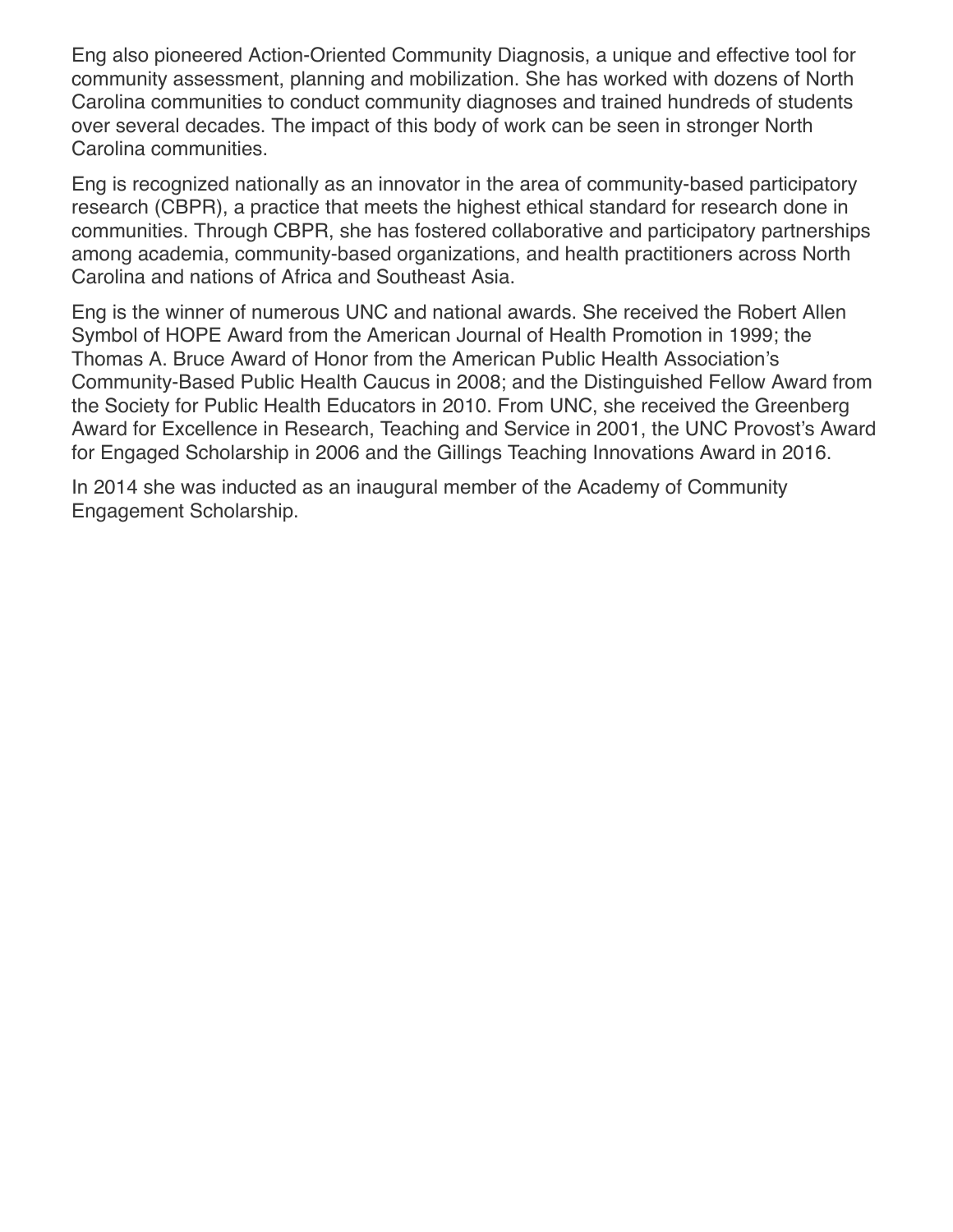Eng also pioneered Action-Oriented Community Diagnosis, a unique and effective tool for community assessment, planning and mobilization. She has worked with dozens of North Carolina communities to conduct community diagnoses and trained hundreds of students over several decades. The impact of this body of work can be seen in stronger North Carolina communities.

Eng is recognized nationally as an innovator in the area of community-based participatory research (CBPR), a practice that meets the highest ethical standard for research done in communities. Through CBPR, she has fostered collaborative and participatory partnerships among academia, community-based organizations, and health practitioners across North Carolina and nations of Africa and Southeast Asia.

Eng is the winner of numerous UNC and national awards. She received the Robert Allen Symbol of HOPE Award from the American Journal of Health Promotion in 1999; the Thomas A. Bruce Award of Honor from the American Public Health Association's Community-Based Public Health Caucus in 2008; and the Distinguished Fellow Award from the Society for Public Health Educators in 2010. From UNC, she received the Greenberg Award for Excellence in Research, Teaching and Service in 2001, the UNC Provost's Award for Engaged Scholarship in 2006 and the Gillings Teaching Innovations Award in 2016.

In 2014 she was inducted as an inaugural member of the Academy of Community Engagement Scholarship.